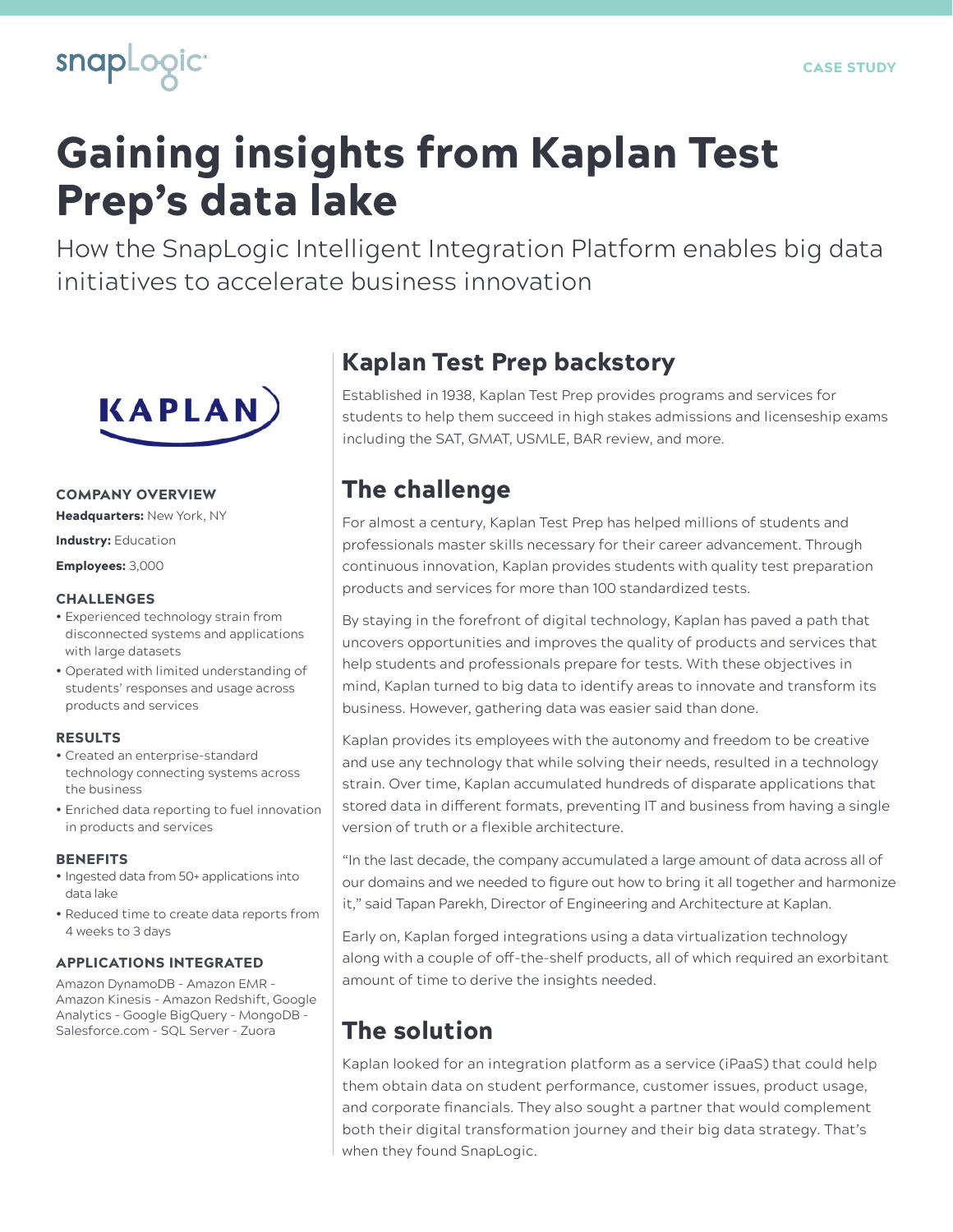CASE STUDY

# Gaining insights from Kaplan Test Prep's data lake

How the SnapLogic Intelligent Integration Platform enables big data initiatives to accelerate business innovation

### COMPANY OVERVIEW

**Headquarters:** New York, NY

**Industry:** Education

**Employees:** 3,000

### CHALLENGES

- Experienced technology strain from disconnected systems and applications with large datasets
- Operated with limited understanding of students' responses and usage across products and services

### RESULTS

- Created an enterprise-standard technology connecting systems across the business
- Enriched data reporting to fuel innovation in products and services

### BENEFITS

- Ingested data from 50+ applications into data lake
- Reduced time to create data reports from 4 weeks to 3 days

### APPLICATIONS INTEGRATED

Amazon DynamoDB - Amazon EMR - Amazon Kinesis - Amazon Redshift, Google Analytics - Google BigQuery - MongoDB - Salesforce.com - SQL Server - Zuora

## Kaplan Test Prep backstory

Established in 1938, Kaplan Test Prep provides programs and services for students to help them succeed in high stakes admissions and licenseship exams including the SAT, GMAT, USMLE, BAR review, and more.

## The challenge

For almost a century, Kaplan Test Prep has helped millions of students and professionals master skills necessary for their career advancement. Through continuous innovation, Kaplan provides students with quality test preparation products and services for more than 100 standardized tests.

By staying in the forefront of digital technology, Kaplan has paved a path that uncovers opportunities and improves the quality of products and services that help students and professionals prepare for tests. With these objectives in mind, Kaplan turned to big data to identify areas to innovate and transform its business. However, gathering data was easier said than done.

Kaplan provides its employees with the autonomy and freedom to be creative and use any technology that while solving their needs, resulted in a technology strain. Over time, Kaplan accumulated hundreds of disparate applications that stored data in different formats, preventing IT and business from having a single version of truth or a flexible architecture.

"In the last decade, the company accumulated a large amount of data across all of our domains and we needed to figure out how to bring it all together and harmonize it," said Tapan Parekh, Director of Engineering and Architecture at Kaplan.

Early on, Kaplan forged integrations using a data virtualization technology along with a couple of off-the-shelf products, all of which required an exorbitant amount of time to derive the insights needed.

## The solution

Kaplan looked for an integration platform as a service (iPaaS) that could help them obtain data on student performance, customer issues, product usage, and corporate financials. They also sought a partner that would complement both their digital transformation journey and their big data strategy. That's when they found SnapLogic.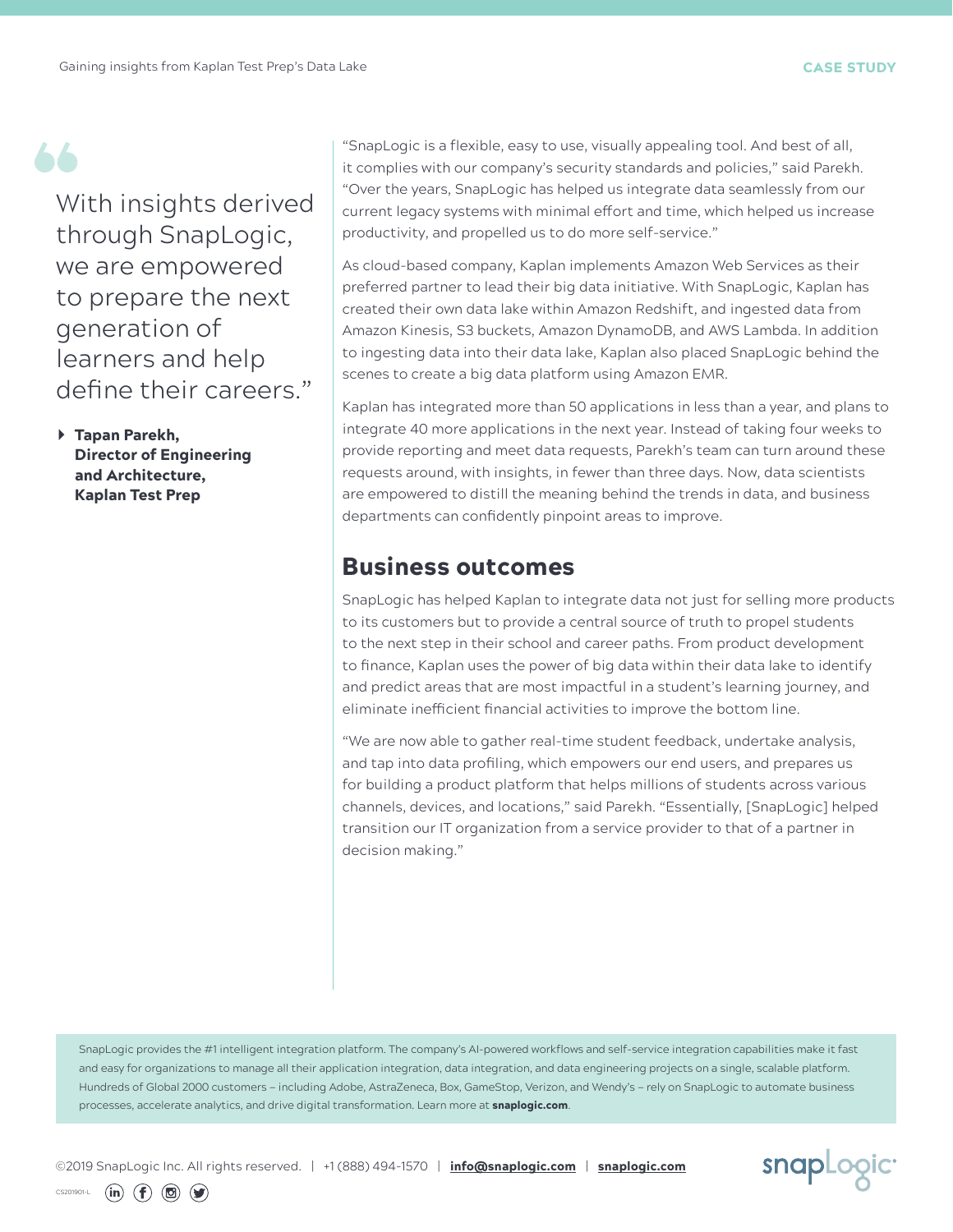> With insights derived through SnapLogic, we are empowered to prepare the next generation of learners and help define their careers."

**Tapan Parekh, Director of Engineering and Architecture, Kaplan Test Prep**

"SnapLogic is a flexible, easy to use, visually appealing tool. And best of all, it complies with our company's security standards and policies," said Parekh. "Over the years, SnapLogic has helped us integrate data seamlessly from our current legacy systems with minimal effort and time, which helped us increase productivity, and propelled us to do more self-service."

As cloud-based company, Kaplan implements Amazon Web Services as their preferred partner to lead their big data initiative. With SnapLogic, Kaplan has created their own data lake within Amazon Redshift, and ingested data from Amazon Kinesis, S3 buckets, Amazon DynamoDB, and AWS Lambda. In addition to ingesting data into their data lake, Kaplan also placed SnapLogic behind the scenes to create a big data platform using Amazon EMR.

Kaplan has integrated more than 50 applications in less than a year, and plans to integrate 40 more applications in the next year. Instead of taking four weeks to provide reporting and meet data requests, Parekh's team can turn around these requests around, with insights, in fewer than three days. Now, data scientists are empowered to distill the meaning behind the trends in data, and business departments can confidently pinpoint areas to improve.

## Business outcomes

SnapLogic has helped Kaplan to integrate data not just for selling more products to its customers but to provide a central source of truth to propel students to the next step in their school and career paths. From product development to finance, Kaplan uses the power of big data within their data lake to identify and predict areas that are most impactful in a student's learning journey, and eliminate inefficient financial activities to improve the bottom line.

"We are now able to gather real-time student feedback, undertake analysis, and tap into data profiling, which empowers our end users, and prepares us for building a product platform that helps millions of students across various channels, devices, and locations," said Parekh. "Essentially, [SnapLogic] helped transition our IT organization from a service provider to that of a partner in decision making."

SnapLogic provides the #1 intelligent integration platform. The company's AI-powered workflows and self-service integration capabilities make it fast and easy for organizations to manage all their application integration, data integration, and data engineering projects on a single, scalable platform. Hundreds of Global 2000 customers – including Adobe, AstraZeneca, Box, GameStop, Verizon, and Wendy's – rely on SnapLogic to automate business processes, accelerate analytics, and drive digital transformation. Learn more at **snaplogic.com**.

©2019 SnapLogic Inc. All rights reserved. | +1 (888) 494-1570 | **info@snaplogic.com** | **snaplogic.com**

CS201901-L